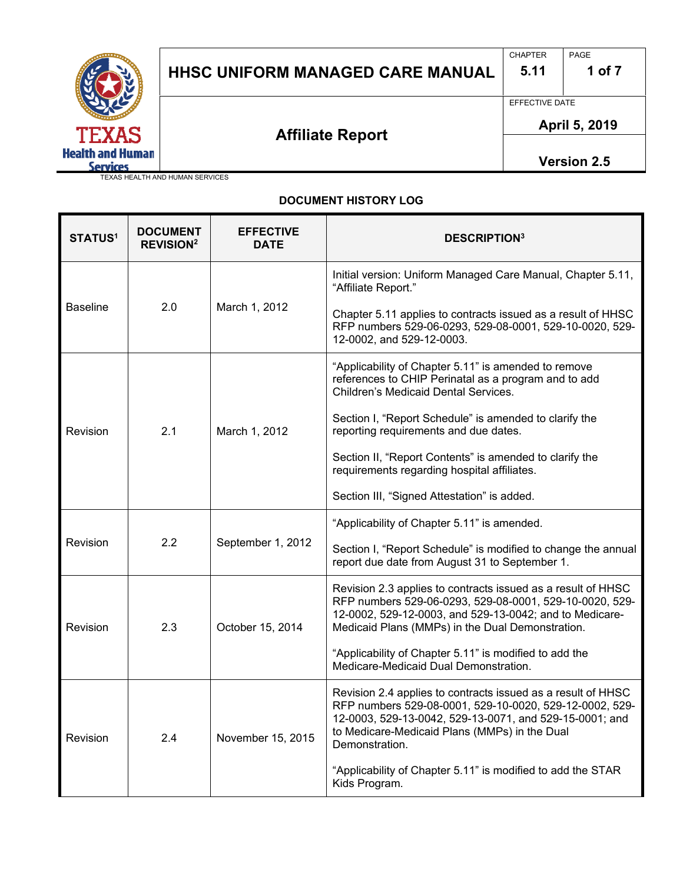# HHSC UNIFORM MANAGED CARE MANUAL

| CHAPTER | PAGE |
|---|---|
| 5.11 | 1 of 7 |

## Affiliate Report

EFFECTIVE DATE: April 5, 2019

Version 2.5

TEXAS HEALTH AND HUMAN SERVICES

### DOCUMENT HISTORY LOG

| STATUS[1] | DOCUMENT REVISION[2] | EFFECTIVE DATE | DESCRIPTION[3] |
|---|---|---|---|
| Baseline | 2.0 | March 1, 2012 | Initial version: Uniform Managed Care Manual, Chapter 5.11, "Affiliate Report."<br><br>Chapter 5.11 applies to contracts issued as a result of HHSC RFP numbers 529-06-0293, 529-08-0001, 529-10-0020, 529-12-0002, and 529-12-0003. |
| Revision | 2.1 | March 1, 2012 | "Applicability of Chapter 5.11" is amended to remove references to CHIP Perinatal as a program and to add Children's Medicaid Dental Services.<br><br>Section I, "Report Schedule" is amended to clarify the reporting requirements and due dates.<br><br>Section II, "Report Contents" is amended to clarify the requirements regarding hospital affiliates.<br><br>Section III, "Signed Attestation" is added. |
| Revision | 2.2 | September 1, 2012 | "Applicability of Chapter 5.11" is amended.<br><br>Section I, "Report Schedule" is modified to change the annual report due date from August 31 to September 1. |
| Revision | 2.3 | October 15, 2014 | Revision 2.3 applies to contracts issued as a result of HHSC RFP numbers 529-06-0293, 529-08-0001, 529-10-0020, 529-12-0002, 529-12-0003, and 529-13-0042; and to Medicare-Medicaid Plans (MMPs) in the Dual Demonstration.<br><br>"Applicability of Chapter 5.11" is modified to add the Medicare-Medicaid Dual Demonstration. |
| Revision | 2.4 | November 15, 2015 | Revision 2.4 applies to contracts issued as a result of HHSC RFP numbers 529-08-0001, 529-10-0020, 529-12-0002, 529-12-0003, 529-13-0042, 529-13-0071, and 529-15-0001; and to Medicare-Medicaid Plans (MMPs) in the Dual Demonstration.<br><br>"Applicability of Chapter 5.11" is modified to add the STAR Kids Program. |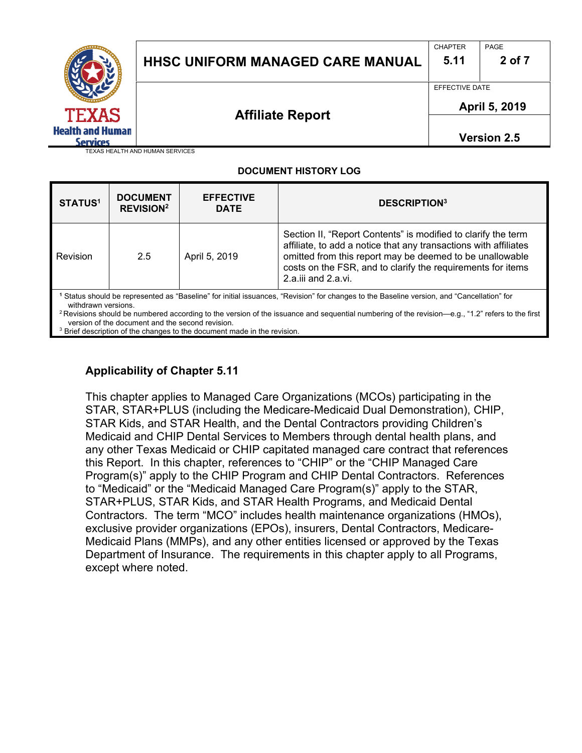## DOCUMENT HISTORY LOG

| STATUS[1] | DOCUMENT REVISION[2] | EFFECTIVE DATE | DESCRIPTION[3] |
|---|---|---|---|
| Revision | 2.5 | April 5, 2019 | Section II, "Report Contents" is modified to clarify the term affiliate, to add a notice that any transactions with affiliates omitted from this report may be deemed to be unallowable costs on the FSR, and to clarify the requirements for items 2.a.iii and 2.a.vi. |

[1] Status should be represented as "Baseline" for initial issuances, "Revision" for changes to the Baseline version, and "Cancellation" for withdrawn versions.
[2] Revisions should be numbered according to the version of the issuance and sequential numbering of the revision—e.g., "1.2" refers to the first version of the document and the second revision.
[3] Brief description of the changes to the document made in the revision.

### Applicability of Chapter 5.11

This chapter applies to Managed Care Organizations (MCOs) participating in the STAR, STAR+PLUS (including the Medicare-Medicaid Dual Demonstration), CHIP, STAR Kids, and STAR Health, and the Dental Contractors providing Children's Medicaid and CHIP Dental Services to Members through dental health plans, and any other Texas Medicaid or CHIP capitated managed care contract that references this Report. In this chapter, references to "CHIP" or the "CHIP Managed Care Program(s)" apply to the CHIP Program and CHIP Dental Contractors. References to "Medicaid" or the "Medicaid Managed Care Program(s)" apply to the STAR, STAR+PLUS, STAR Kids, and STAR Health Programs, and Medicaid Dental Contractors. The term "MCO" includes health maintenance organizations (HMOs), exclusive provider organizations (EPOs), insurers, Dental Contractors, Medicare-Medicaid Plans (MMPs), and any other entities licensed or approved by the Texas Department of Insurance. The requirements in this chapter apply to all Programs, except where noted.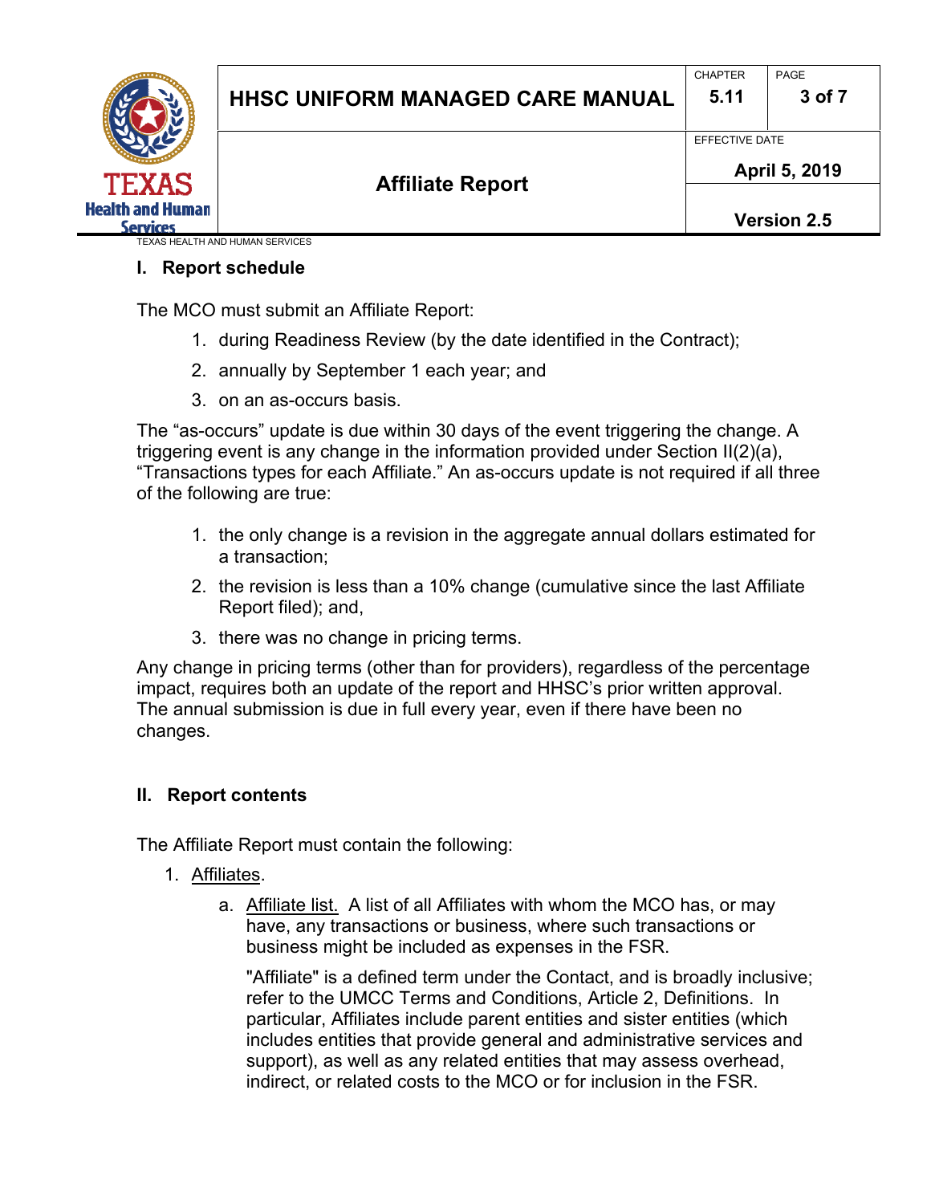## I. Report schedule

The MCO must submit an Affiliate Report:

1. during Readiness Review (by the date identified in the Contract);
2. annually by September 1 each year; and
3. on an as-occurs basis.

The "as-occurs" update is due within 30 days of the event triggering the change. A triggering event is any change in the information provided under Section II(2)(a), "Transactions types for each Affiliate." An as-occurs update is not required if all three of the following are true:

1. the only change is a revision in the aggregate annual dollars estimated for a transaction;
2. the revision is less than a 10% change (cumulative since the last Affiliate Report filed); and,
3. there was no change in pricing terms.

Any change in pricing terms (other than for providers), regardless of the percentage impact, requires both an update of the report and HHSC's prior written approval. The annual submission is due in full every year, even if there have been no changes.

## II. Report contents

The Affiliate Report must contain the following:

1. Affiliates.
   a. Affiliate list. A list of all Affiliates with whom the MCO has, or may have, any transactions or business, where such transactions or business might be included as expenses in the FSR.

      "Affiliate" is a defined term under the Contact, and is broadly inclusive; refer to the UMCC Terms and Conditions, Article 2, Definitions. In particular, Affiliates include parent entities and sister entities (which includes entities that provide general and administrative services and support), as well as any related entities that may assess overhead, indirect, or related costs to the MCO or for inclusion in the FSR.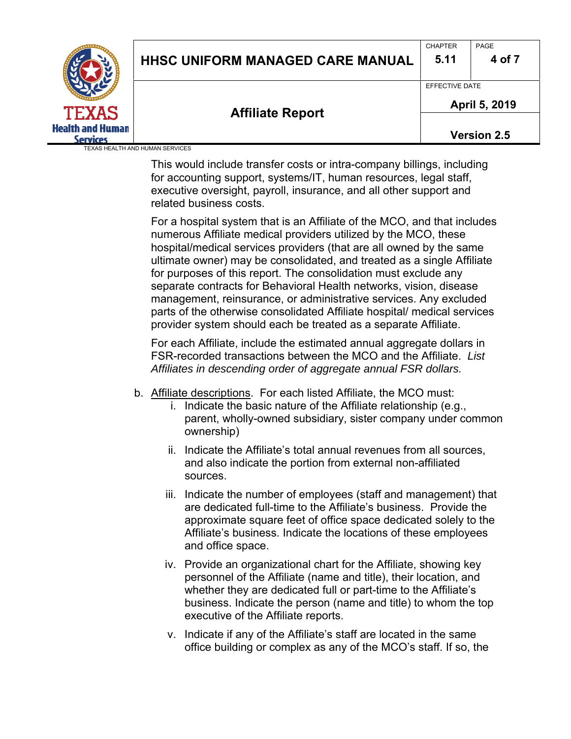This would include transfer costs or intra-company billings, including for accounting support, systems/IT, human resources, legal staff, executive oversight, payroll, insurance, and all other support and related business costs.

For a hospital system that is an Affiliate of the MCO, and that includes numerous Affiliate medical providers utilized by the MCO, these hospital/medical services providers (that are all owned by the same ultimate owner) may be consolidated, and treated as a single Affiliate for purposes of this report. The consolidation must exclude any separate contracts for Behavioral Health networks, vision, disease management, reinsurance, or administrative services. Any excluded parts of the otherwise consolidated Affiliate hospital/ medical services provider system should each be treated as a separate Affiliate.

For each Affiliate, include the estimated annual aggregate dollars in FSR-recorded transactions between the MCO and the Affiliate. *List Affiliates in descending order of aggregate annual FSR dollars.*

b. <u>Affiliate descriptions</u>. For each listed Affiliate, the MCO must:
   i. Indicate the basic nature of the Affiliate relationship (e.g., parent, wholly-owned subsidiary, sister company under common ownership)
   ii. Indicate the Affiliate's total annual revenues from all sources, and also indicate the portion from external non-affiliated sources.
   iii. Indicate the number of employees (staff and management) that are dedicated full-time to the Affiliate's business. Provide the approximate square feet of office space dedicated solely to the Affiliate's business. Indicate the locations of these employees and office space.
   iv. Provide an organizational chart for the Affiliate, showing key personnel of the Affiliate (name and title), their location, and whether they are dedicated full or part-time to the Affiliate's business. Indicate the person (name and title) to whom the top executive of the Affiliate reports.
   v. Indicate if any of the Affiliate's staff are located in the same office building or complex as any of the MCO's staff. If so, the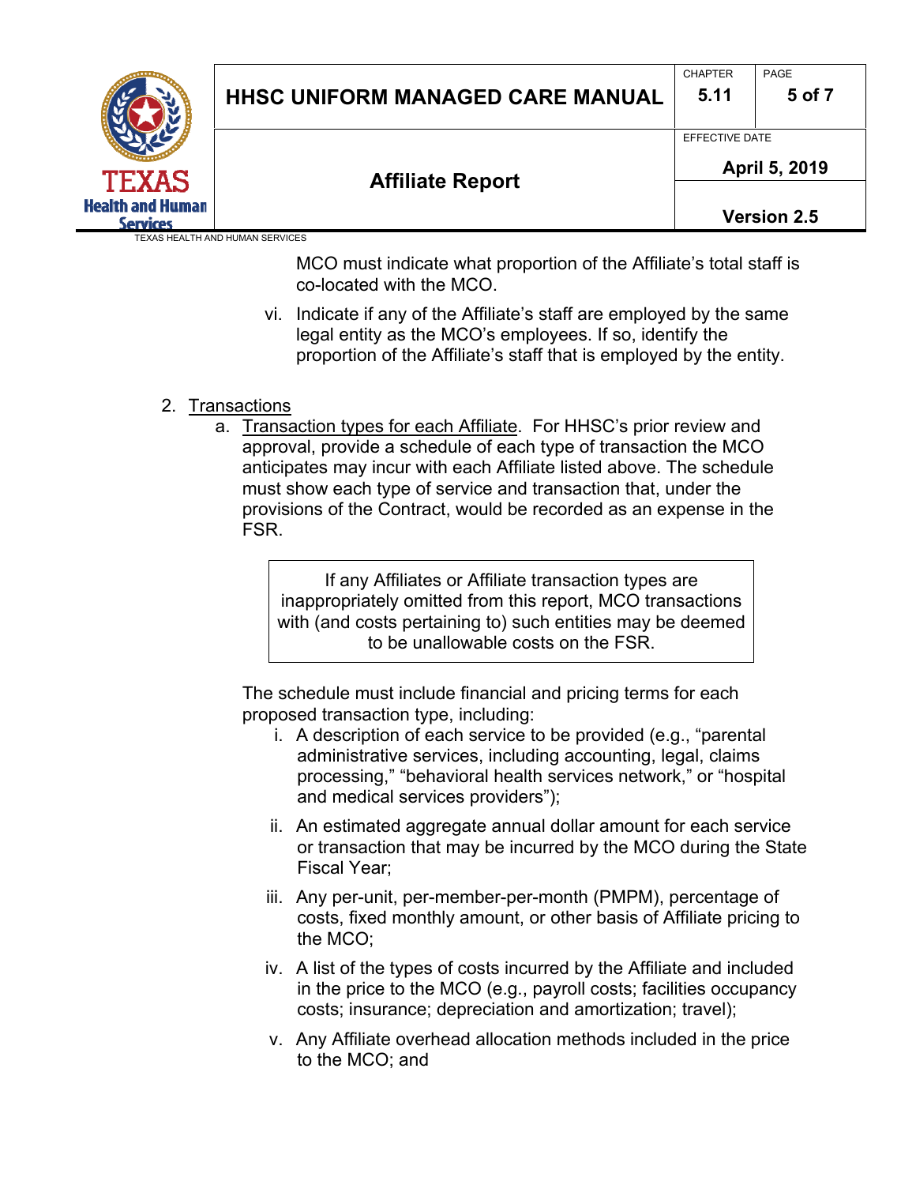MCO must indicate what proportion of the Affiliate's total staff is co-located with the MCO.

vi. Indicate if any of the Affiliate's staff are employed by the same legal entity as the MCO's employees. If so, identify the proportion of the Affiliate's staff that is employed by the entity.

2. Transactions
   a. Transaction types for each Affiliate. For HHSC's prior review and approval, provide a schedule of each type of transaction the MCO anticipates may incur with each Affiliate listed above. The schedule must show each type of service and transaction that, under the provisions of the Contract, would be recorded as an expense in the FSR.

> If any Affiliates or Affiliate transaction types are inappropriately omitted from this report, MCO transactions with (and costs pertaining to) such entities may be deemed to be unallowable costs on the FSR.

The schedule must include financial and pricing terms for each proposed transaction type, including:

i. A description of each service to be provided (e.g., "parental administrative services, including accounting, legal, claims processing," "behavioral health services network," or "hospital and medical services providers");

ii. An estimated aggregate annual dollar amount for each service or transaction that may be incurred by the MCO during the State Fiscal Year;

iii. Any per-unit, per-member-per-month (PMPM), percentage of costs, fixed monthly amount, or other basis of Affiliate pricing to the MCO;

iv. A list of the types of costs incurred by the Affiliate and included in the price to the MCO (e.g., payroll costs; facilities occupancy costs; insurance; depreciation and amortization; travel);

v. Any Affiliate overhead allocation methods included in the price to the MCO; and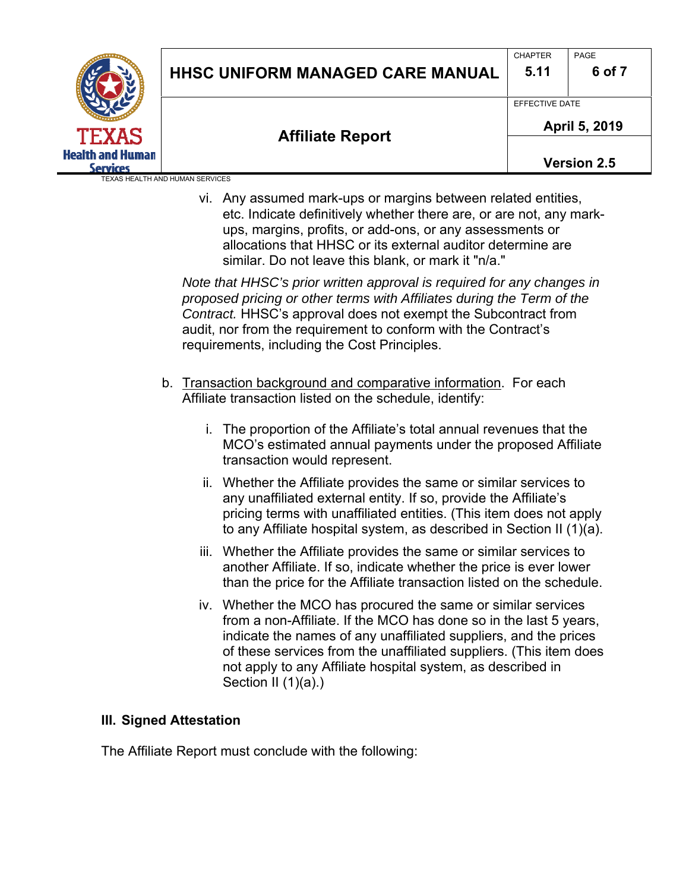vi. Any assumed mark-ups or margins between related entities, etc. Indicate definitively whether there are, or are not, any mark-ups, margins, profits, or add-ons, or any assessments or allocations that HHSC or its external auditor determine are similar. Do not leave this blank, or mark it "n/a."

*Note that HHSC's prior written approval is required for any changes in proposed pricing or other terms with Affiliates during the Term of the Contract.* HHSC's approval does not exempt the Subcontract from audit, nor from the requirement to conform with the Contract's requirements, including the Cost Principles.

b. Transaction background and comparative information. For each Affiliate transaction listed on the schedule, identify:

   i. The proportion of the Affiliate's total annual revenues that the MCO's estimated annual payments under the proposed Affiliate transaction would represent.

   ii. Whether the Affiliate provides the same or similar services to any unaffiliated external entity. If so, provide the Affiliate's pricing terms with unaffiliated entities. (This item does not apply to any Affiliate hospital system, as described in Section II (1)(a).

   iii. Whether the Affiliate provides the same or similar services to another Affiliate. If so, indicate whether the price is ever lower than the price for the Affiliate transaction listed on the schedule.

   iv. Whether the MCO has procured the same or similar services from a non-Affiliate. If the MCO has done so in the last 5 years, indicate the names of any unaffiliated suppliers, and the prices of these services from the unaffiliated suppliers. (This item does not apply to any Affiliate hospital system, as described in Section II (1)(a).)

## III. Signed Attestation

The Affiliate Report must conclude with the following: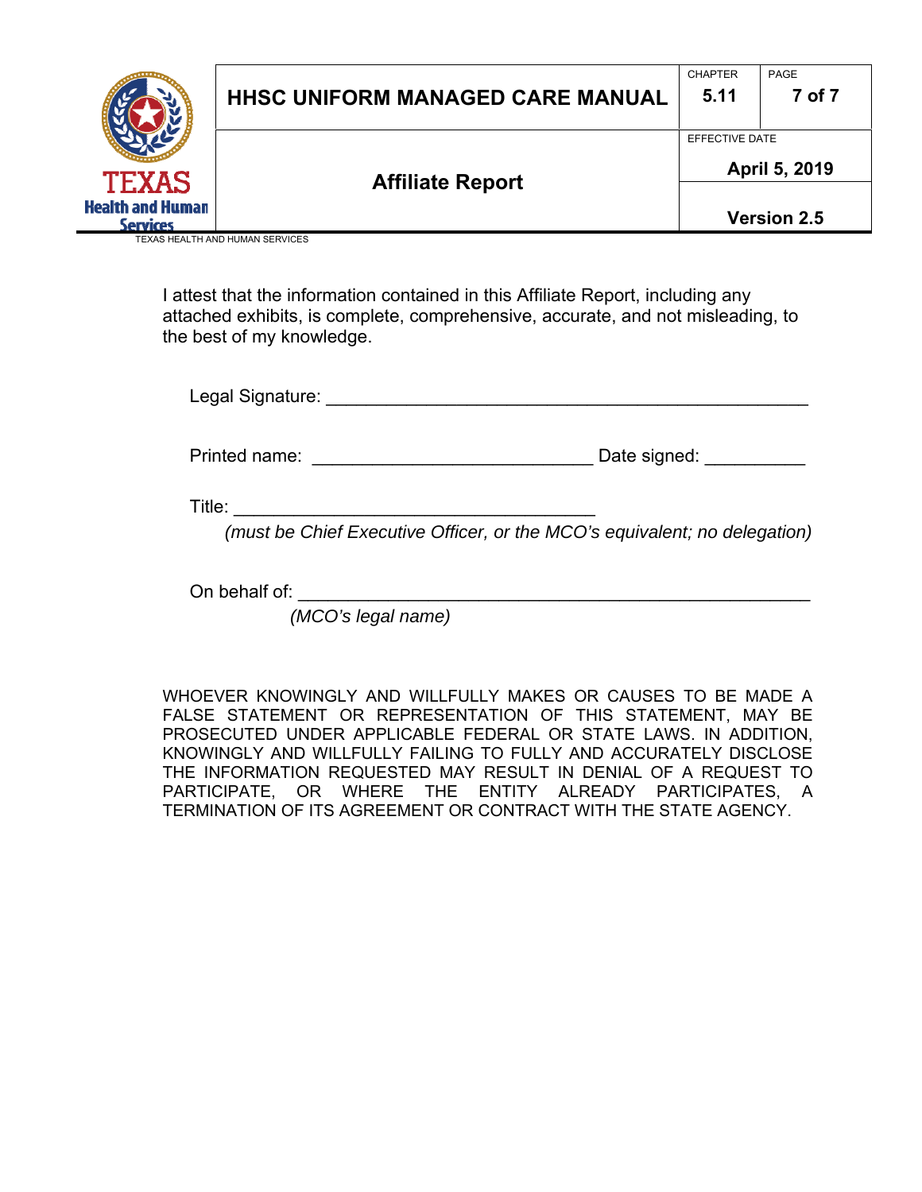I attest that the information contained in this Affiliate Report, including any attached exhibits, is complete, comprehensive, accurate, and not misleading, to the best of my knowledge.

Legal Signature: ________________________________________________

Printed name: ____________________________ Date signed: __________

Title: ____________________________________

*(must be Chief Executive Officer, or the MCO's equivalent; no delegation)*

On behalf of: ____________________________________________________

*(MCO's legal name)*

WHOEVER KNOWINGLY AND WILLFULLY MAKES OR CAUSES TO BE MADE A FALSE STATEMENT OR REPRESENTATION OF THIS STATEMENT, MAY BE PROSECUTED UNDER APPLICABLE FEDERAL OR STATE LAWS. IN ADDITION, KNOWINGLY AND WILLFULLY FAILING TO FULLY AND ACCURATELY DISCLOSE THE INFORMATION REQUESTED MAY RESULT IN DENIAL OF A REQUEST TO PARTICIPATE, OR WHERE THE ENTITY ALREADY PARTICIPATES, A TERMINATION OF ITS AGREEMENT OR CONTRACT WITH THE STATE AGENCY.